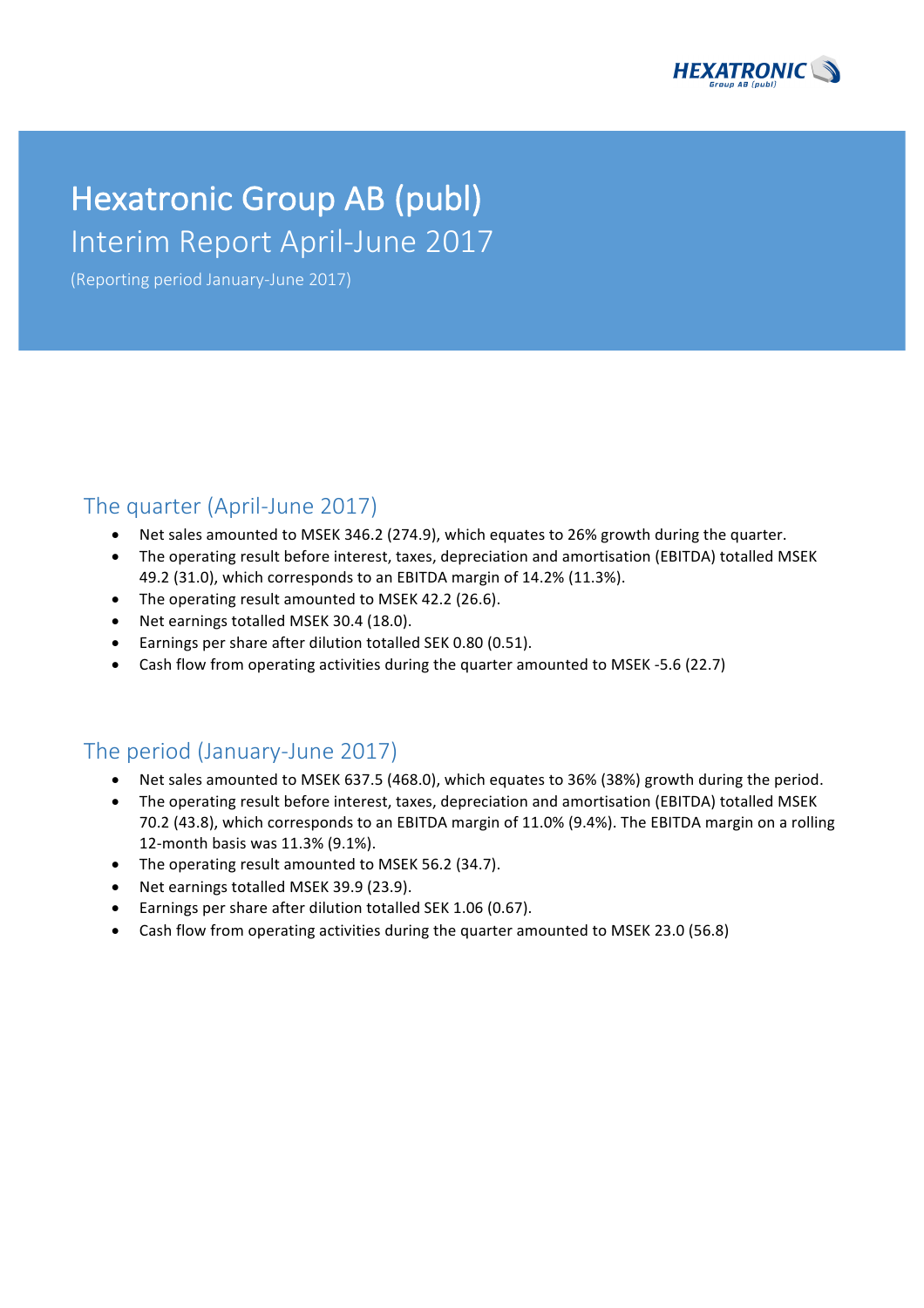# Hexatronic Group AB (publ)

## Interim Report April-June 2017

(Reporting period January-June 2017)

## The quarter (April-June 2017)

- Net sales amounted to MSEK 346.2 (274.9), which equates to 26% growth during the quarter.
- The operating result before interest, taxes, depreciation and amortisation (EBITDA) totalled MSEK 49.2 (31.0), which corresponds to an EBITDA margin of 14.2% (11.3%).
- The operating result amounted to MSEK 42.2 (26.6).
- Net earnings totalled MSEK 30.4 (18.0).
- Earnings per share after dilution totalled SEK 0.80 (0.51).
- Cash flow from operating activities during the quarter amounted to MSEK -5.6 (22.7)

## The period (January-June 2017)

- Net sales amounted to MSEK 637.5 (468.0), which equates to 36% (38%) growth during the period.
- The operating result before interest, taxes, depreciation and amortisation (EBITDA) totalled MSEK 70.2 (43.8), which corresponds to an EBITDA margin of 11.0% (9.4%). The EBITDA margin on a rolling 12-month basis was 11.3% (9.1%).
- The operating result amounted to MSEK 56.2 (34.7).
- Net earnings totalled MSEK 39.9 (23.9).
- Earnings per share after dilution totalled SEK 1.06 (0.67).
- Cash flow from operating activities during the quarter amounted to MSEK 23.0 (56.8)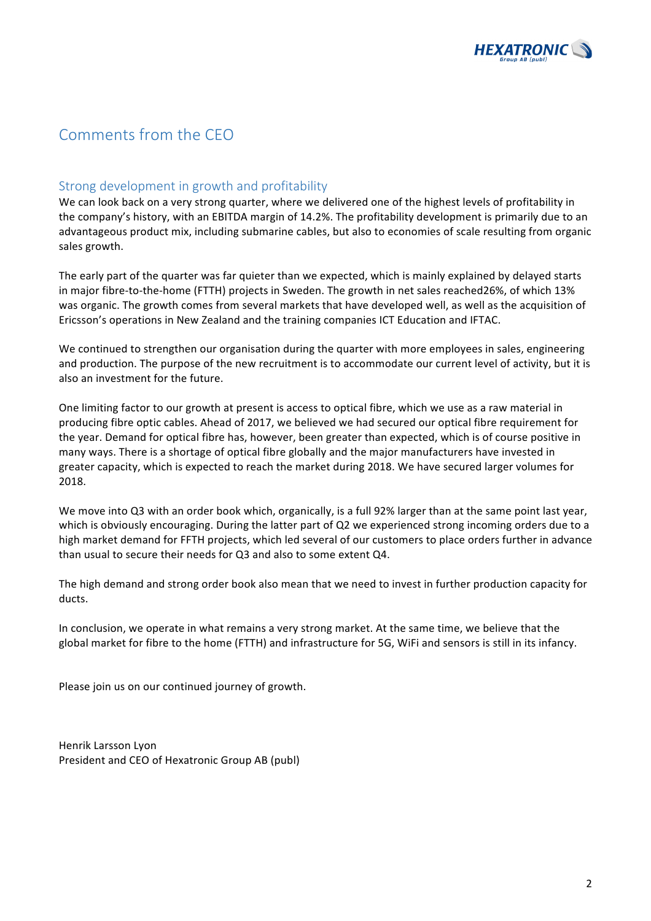# Comments from the CEO

## Strong development in growth and profitability

We can look back on a very strong quarter, where we delivered one of the highest levels of profitability in the company's history, with an EBITDA margin of 14.2%. The profitability development is primarily due to an advantageous product mix, including submarine cables, but also to economies of scale resulting from organic sales growth.

The early part of the quarter was far quieter than we expected, which is mainly explained by delayed starts in major fibre-to-the-home (FTTH) projects in Sweden. The growth in net sales reached26%, of which 13% was organic. The growth comes from several markets that have developed well, as well as the acquisition of Ericsson's operations in New Zealand and the training companies ICT Education and IFTAC.

We continued to strengthen our organisation during the quarter with more employees in sales, engineering and production. The purpose of the new recruitment is to accommodate our current level of activity, but it is also an investment for the future.

One limiting factor to our growth at present is access to optical fibre, which we use as a raw material in producing fibre optic cables. Ahead of 2017, we believed we had secured our optical fibre requirement for the year. Demand for optical fibre has, however, been greater than expected, which is of course positive in many ways. There is a shortage of optical fibre globally and the major manufacturers have invested in greater capacity, which is expected to reach the market during 2018. We have secured larger volumes for 2018.

We move into Q3 with an order book which, organically, is a full 92% larger than at the same point last year, which is obviously encouraging. During the latter part of Q2 we experienced strong incoming orders due to a high market demand for FFTH projects, which led several of our customers to place orders further in advance than usual to secure their needs for Q3 and also to some extent Q4.

The high demand and strong order book also mean that we need to invest in further production capacity for ducts.

In conclusion, we operate in what remains a very strong market. At the same time, we believe that the global market for fibre to the home (FTTH) and infrastructure for 5G, WiFi and sensors is still in its infancy.

Please join us on our continued journey of growth.

Henrik Larsson Lyon
President and CEO of Hexatronic Group AB (publ)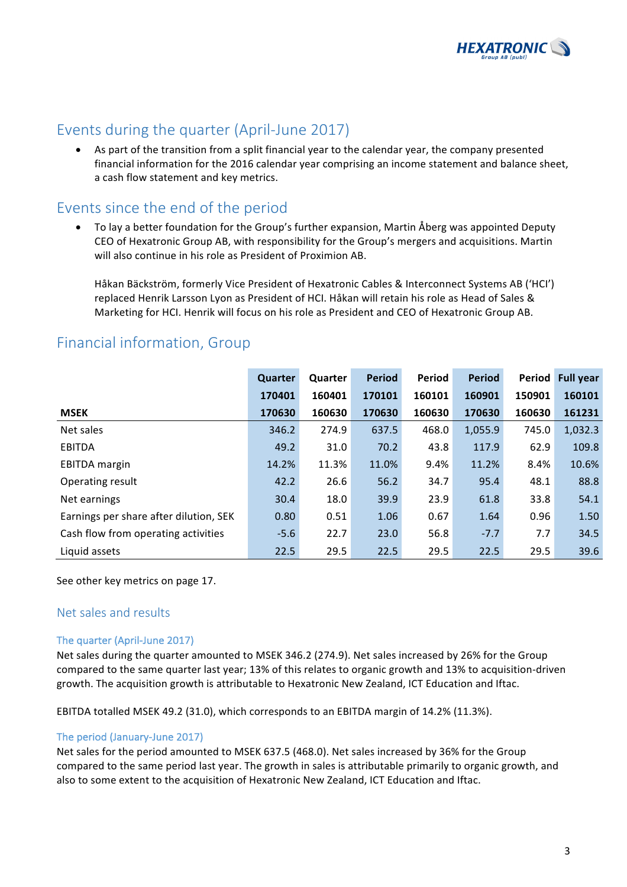## Events during the quarter (April-June 2017)

- As part of the transition from a split financial year to the calendar year, the company presented financial information for the 2016 calendar year comprising an income statement and balance sheet, a cash flow statement and key metrics.

## Events since the end of the period

- To lay a better foundation for the Group's further expansion, Martin Åberg was appointed Deputy CEO of Hexatronic Group AB, with responsibility for the Group's mergers and acquisitions. Martin will also continue in his role as President of Proximion AB.

  Håkan Bäckström, formerly Vice President of Hexatronic Cables & Interconnect Systems AB ('HCI') replaced Henrik Larsson Lyon as President of HCI. Håkan will retain his role as Head of Sales & Marketing for HCI. Henrik will focus on his role as President and CEO of Hexatronic Group AB.

## Financial information, Group

| MSEK | Quarter 170401 170630 | Quarter 160401 160630 | Period 170101 170630 | Period 160101 160630 | Period 160901 170630 | Period 150901 160630 | Full year 160101 161231 |
|---|---|---|---|---|---|---|---|
| Net sales | 346.2 | 274.9 | 637.5 | 468.0 | 1,055.9 | 745.0 | 1,032.3 |
| EBITDA | 49.2 | 31.0 | 70.2 | 43.8 | 117.9 | 62.9 | 109.8 |
| EBITDA margin | 14.2% | 11.3% | 11.0% | 9.4% | 11.2% | 8.4% | 10.6% |
| Operating result | 42.2 | 26.6 | 56.2 | 34.7 | 95.4 | 48.1 | 88.8 |
| Net earnings | 30.4 | 18.0 | 39.9 | 23.9 | 61.8 | 33.8 | 54.1 |
| Earnings per share after dilution, SEK | 0.80 | 0.51 | 1.06 | 0.67 | 1.64 | 0.96 | 1.50 |
| Cash flow from operating activities | -5.6 | 22.7 | 23.0 | 56.8 | -7.7 | 7.7 | 34.5 |
| Liquid assets | 22.5 | 29.5 | 22.5 | 29.5 | 22.5 | 29.5 | 39.6 |

See other key metrics on page 17.

### Net sales and results

#### The quarter (April-June 2017)

Net sales during the quarter amounted to MSEK 346.2 (274.9). Net sales increased by 26% for the Group compared to the same quarter last year; 13% of this relates to organic growth and 13% to acquisition-driven growth. The acquisition growth is attributable to Hexatronic New Zealand, ICT Education and Iftac.

EBITDA totalled MSEK 49.2 (31.0), which corresponds to an EBITDA margin of 14.2% (11.3%).

#### The period (January-June 2017)

Net sales for the period amounted to MSEK 637.5 (468.0). Net sales increased by 36% for the Group compared to the same period last year. The growth in sales is attributable primarily to organic growth, and also to some extent to the acquisition of Hexatronic New Zealand, ICT Education and Iftac.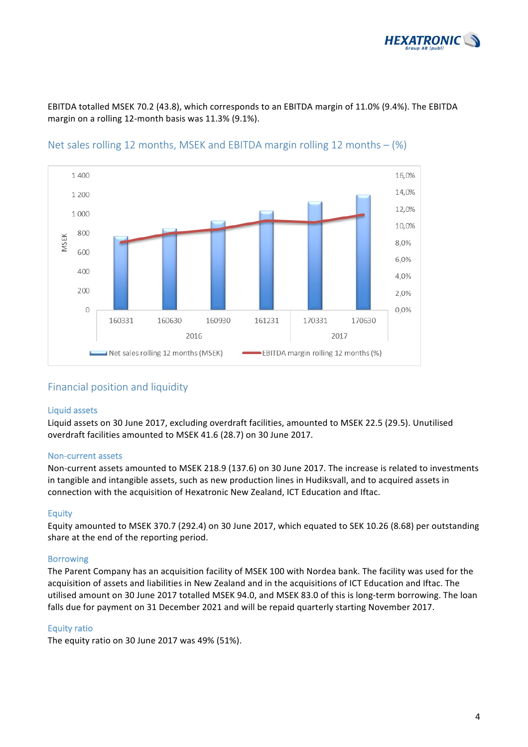EBITDA totalled MSEK 70.2 (43.8), which corresponds to an EBITDA margin of 11.0% (9.4%). The EBITDA margin on a rolling 12-month basis was 11.3% (9.1%).

## Net sales rolling 12 months, MSEK and EBITDA margin rolling 12 months – (%)

## Financial position and liquidity

### Liquid assets

Liquid assets on 30 June 2017, excluding overdraft facilities, amounted to MSEK 22.5 (29.5). Unutilised overdraft facilities amounted to MSEK 41.6 (28.7) on 30 June 2017.

### Non-current assets

Non-current assets amounted to MSEK 218.9 (137.6) on 30 June 2017. The increase is related to investments in tangible and intangible assets, such as new production lines in Hudiksvall, and to acquired assets in connection with the acquisition of Hexatronic New Zealand, ICT Education and Iftac.

### Equity

Equity amounted to MSEK 370.7 (292.4) on 30 June 2017, which equated to SEK 10.26 (8.68) per outstanding share at the end of the reporting period.

### Borrowing

The Parent Company has an acquisition facility of MSEK 100 with Nordea bank. The facility was used for the acquisition of assets and liabilities in New Zealand and in the acquisitions of ICT Education and Iftac. The utilised amount on 30 June 2017 totalled MSEK 94.0, and MSEK 83.0 of this is long-term borrowing. The loan falls due for payment on 31 December 2021 and will be repaid quarterly starting November 2017.

### Equity ratio

The equity ratio on 30 June 2017 was 49% (51%).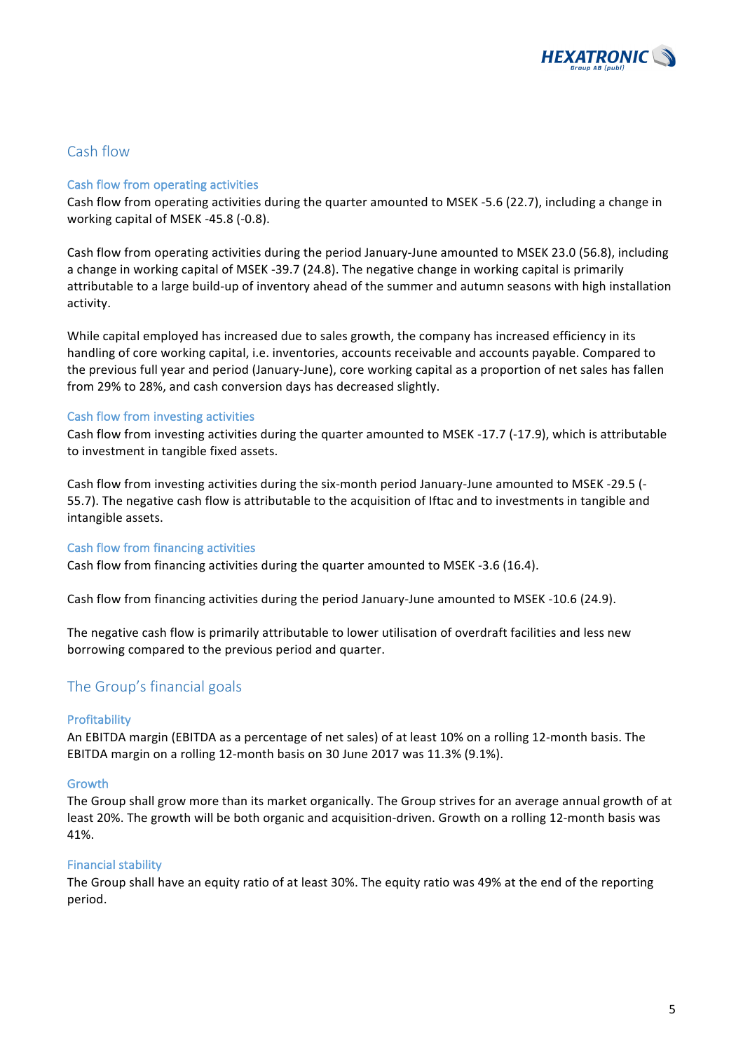## Cash flow

### Cash flow from operating activities

Cash flow from operating activities during the quarter amounted to MSEK -5.6 (22.7), including a change in working capital of MSEK -45.8 (-0.8).

Cash flow from operating activities during the period January-June amounted to MSEK 23.0 (56.8), including a change in working capital of MSEK -39.7 (24.8). The negative change in working capital is primarily attributable to a large build-up of inventory ahead of the summer and autumn seasons with high installation activity.

While capital employed has increased due to sales growth, the company has increased efficiency in its handling of core working capital, i.e. inventories, accounts receivable and accounts payable. Compared to the previous full year and period (January-June), core working capital as a proportion of net sales has fallen from 29% to 28%, and cash conversion days has decreased slightly.

### Cash flow from investing activities

Cash flow from investing activities during the quarter amounted to MSEK -17.7 (-17.9), which is attributable to investment in tangible fixed assets.

Cash flow from investing activities during the six-month period January-June amounted to MSEK -29.5 (-55.7). The negative cash flow is attributable to the acquisition of Iftac and to investments in tangible and intangible assets.

### Cash flow from financing activities

Cash flow from financing activities during the quarter amounted to MSEK -3.6 (16.4).

Cash flow from financing activities during the period January-June amounted to MSEK -10.6 (24.9).

The negative cash flow is primarily attributable to lower utilisation of overdraft facilities and less new borrowing compared to the previous period and quarter.

## The Group's financial goals

### Profitability

An EBITDA margin (EBITDA as a percentage of net sales) of at least 10% on a rolling 12-month basis. The EBITDA margin on a rolling 12-month basis on 30 June 2017 was 11.3% (9.1%).

### Growth

The Group shall grow more than its market organically. The Group strives for an average annual growth of at least 20%. The growth will be both organic and acquisition-driven. Growth on a rolling 12-month basis was 41%.

### Financial stability

The Group shall have an equity ratio of at least 30%. The equity ratio was 49% at the end of the reporting period.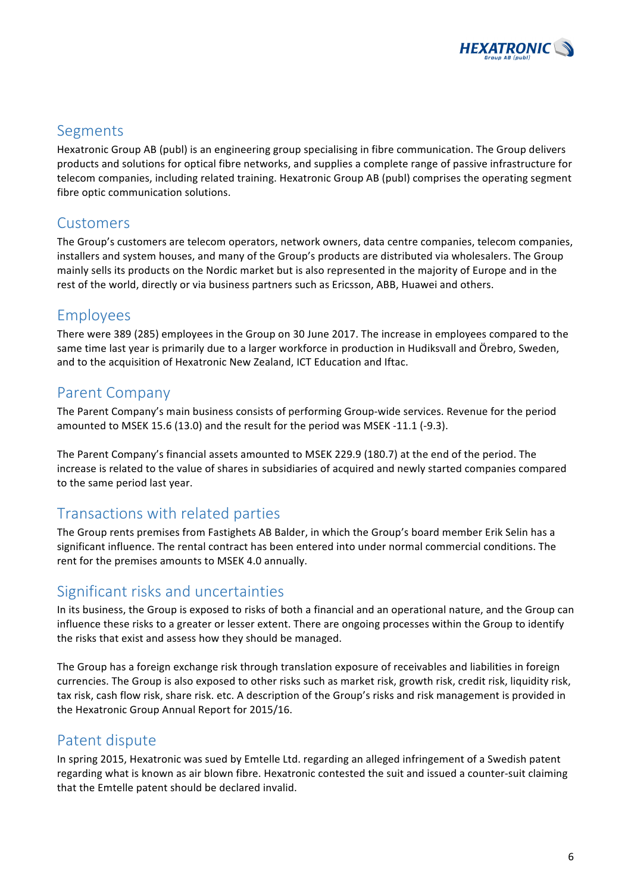## Segments

Hexatronic Group AB (publ) is an engineering group specialising in fibre communication. The Group delivers products and solutions for optical fibre networks, and supplies a complete range of passive infrastructure for telecom companies, including related training. Hexatronic Group AB (publ) comprises the operating segment fibre optic communication solutions.

## Customers

The Group's customers are telecom operators, network owners, data centre companies, telecom companies, installers and system houses, and many of the Group's products are distributed via wholesalers. The Group mainly sells its products on the Nordic market but is also represented in the majority of Europe and in the rest of the world, directly or via business partners such as Ericsson, ABB, Huawei and others.

## Employees

There were 389 (285) employees in the Group on 30 June 2017. The increase in employees compared to the same time last year is primarily due to a larger workforce in production in Hudiksvall and Örebro, Sweden, and to the acquisition of Hexatronic New Zealand, ICT Education and Iftac.

## Parent Company

The Parent Company's main business consists of performing Group-wide services. Revenue for the period amounted to MSEK 15.6 (13.0) and the result for the period was MSEK -11.1 (-9.3).

The Parent Company's financial assets amounted to MSEK 229.9 (180.7) at the end of the period. The increase is related to the value of shares in subsidiaries of acquired and newly started companies compared to the same period last year.

## Transactions with related parties

The Group rents premises from Fastighets AB Balder, in which the Group's board member Erik Selin has a significant influence. The rental contract has been entered into under normal commercial conditions. The rent for the premises amounts to MSEK 4.0 annually.

## Significant risks and uncertainties

In its business, the Group is exposed to risks of both a financial and an operational nature, and the Group can influence these risks to a greater or lesser extent. There are ongoing processes within the Group to identify the risks that exist and assess how they should be managed.

The Group has a foreign exchange risk through translation exposure of receivables and liabilities in foreign currencies. The Group is also exposed to other risks such as market risk, growth risk, credit risk, liquidity risk, tax risk, cash flow risk, share risk. etc. A description of the Group's risks and risk management is provided in the Hexatronic Group Annual Report for 2015/16.

## Patent dispute

In spring 2015, Hexatronic was sued by Emtelle Ltd. regarding an alleged infringement of a Swedish patent regarding what is known as air blown fibre. Hexatronic contested the suit and issued a counter-suit claiming that the Emtelle patent should be declared invalid.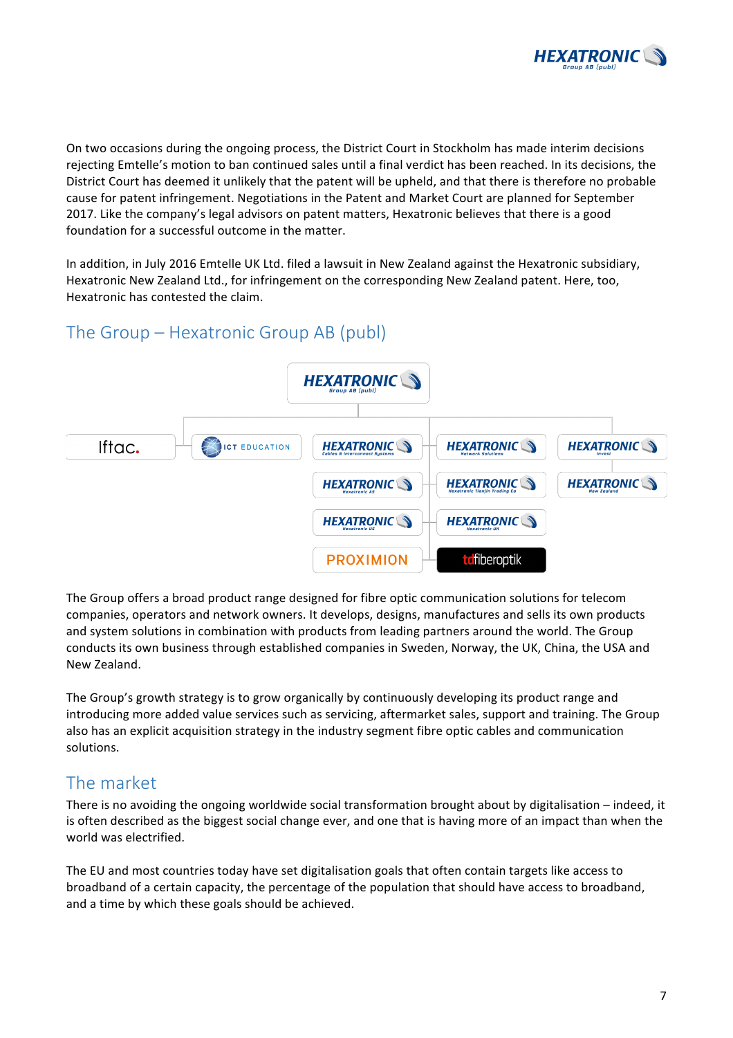On two occasions during the ongoing process, the District Court in Stockholm has made interim decisions rejecting Emtelle's motion to ban continued sales until a final verdict has been reached. In its decisions, the District Court has deemed it unlikely that the patent will be upheld, and that there is therefore no probable cause for patent infringement. Negotiations in the Patent and Market Court are planned for September 2017. Like the company's legal advisors on patent matters, Hexatronic believes that there is a good foundation for a successful outcome in the matter.

In addition, in July 2016 Emtelle UK Ltd. filed a lawsuit in New Zealand against the Hexatronic subsidiary, Hexatronic New Zealand Ltd., for infringement on the corresponding New Zealand patent. Here, too, Hexatronic has contested the claim.

## The Group – Hexatronic Group AB (publ)

The Group offers a broad product range designed for fibre optic communication solutions for telecom companies, operators and network owners. It develops, designs, manufactures and sells its own products and system solutions in combination with products from leading partners around the world. The Group conducts its own business through established companies in Sweden, Norway, the UK, China, the USA and New Zealand.

The Group's growth strategy is to grow organically by continuously developing its product range and introducing more added value services such as servicing, aftermarket sales, support and training. The Group also has an explicit acquisition strategy in the industry segment fibre optic cables and communication solutions.

## The market

There is no avoiding the ongoing worldwide social transformation brought about by digitalisation – indeed, it is often described as the biggest social change ever, and one that is having more of an impact than when the world was electrified.

The EU and most countries today have set digitalisation goals that often contain targets like access to broadband of a certain capacity, the percentage of the population that should have access to broadband, and a time by which these goals should be achieved.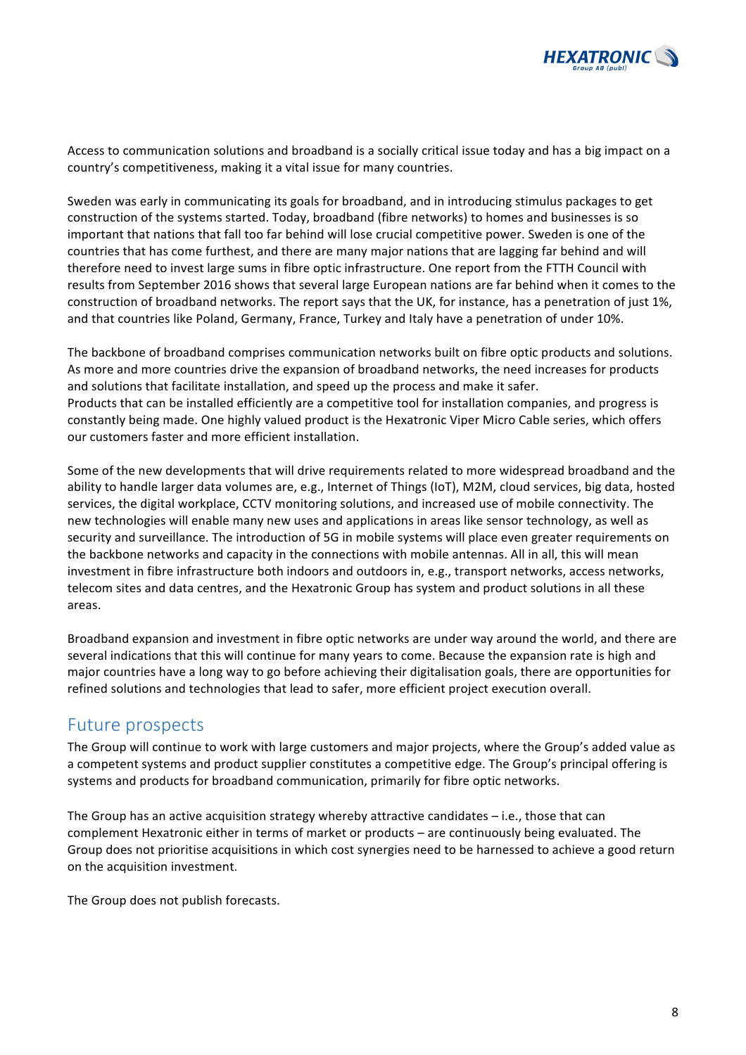Access to communication solutions and broadband is a socially critical issue today and has a big impact on a country's competitiveness, making it a vital issue for many countries.

Sweden was early in communicating its goals for broadband, and in introducing stimulus packages to get construction of the systems started. Today, broadband (fibre networks) to homes and businesses is so important that nations that fall too far behind will lose crucial competitive power. Sweden is one of the countries that has come furthest, and there are many major nations that are lagging far behind and will therefore need to invest large sums in fibre optic infrastructure. One report from the FTTH Council with results from September 2016 shows that several large European nations are far behind when it comes to the construction of broadband networks. The report says that the UK, for instance, has a penetration of just 1%, and that countries like Poland, Germany, France, Turkey and Italy have a penetration of under 10%.

The backbone of broadband comprises communication networks built on fibre optic products and solutions. As more and more countries drive the expansion of broadband networks, the need increases for products and solutions that facilitate installation, and speed up the process and make it safer.
Products that can be installed efficiently are a competitive tool for installation companies, and progress is constantly being made. One highly valued product is the Hexatronic Viper Micro Cable series, which offers our customers faster and more efficient installation.

Some of the new developments that will drive requirements related to more widespread broadband and the ability to handle larger data volumes are, e.g., Internet of Things (IoT), M2M, cloud services, big data, hosted services, the digital workplace, CCTV monitoring solutions, and increased use of mobile connectivity. The new technologies will enable many new uses and applications in areas like sensor technology, as well as security and surveillance. The introduction of 5G in mobile systems will place even greater requirements on the backbone networks and capacity in the connections with mobile antennas. All in all, this will mean investment in fibre infrastructure both indoors and outdoors in, e.g., transport networks, access networks, telecom sites and data centres, and the Hexatronic Group has system and product solutions in all these areas.

Broadband expansion and investment in fibre optic networks are under way around the world, and there are several indications that this will continue for many years to come. Because the expansion rate is high and major countries have a long way to go before achieving their digitalisation goals, there are opportunities for refined solutions and technologies that lead to safer, more efficient project execution overall.

## Future prospects

The Group will continue to work with large customers and major projects, where the Group's added value as a competent systems and product supplier constitutes a competitive edge. The Group's principal offering is systems and products for broadband communication, primarily for fibre optic networks.

The Group has an active acquisition strategy whereby attractive candidates – i.e., those that can complement Hexatronic either in terms of market or products – are continuously being evaluated. The Group does not prioritise acquisitions in which cost synergies need to be harnessed to achieve a good return on the acquisition investment.

The Group does not publish forecasts.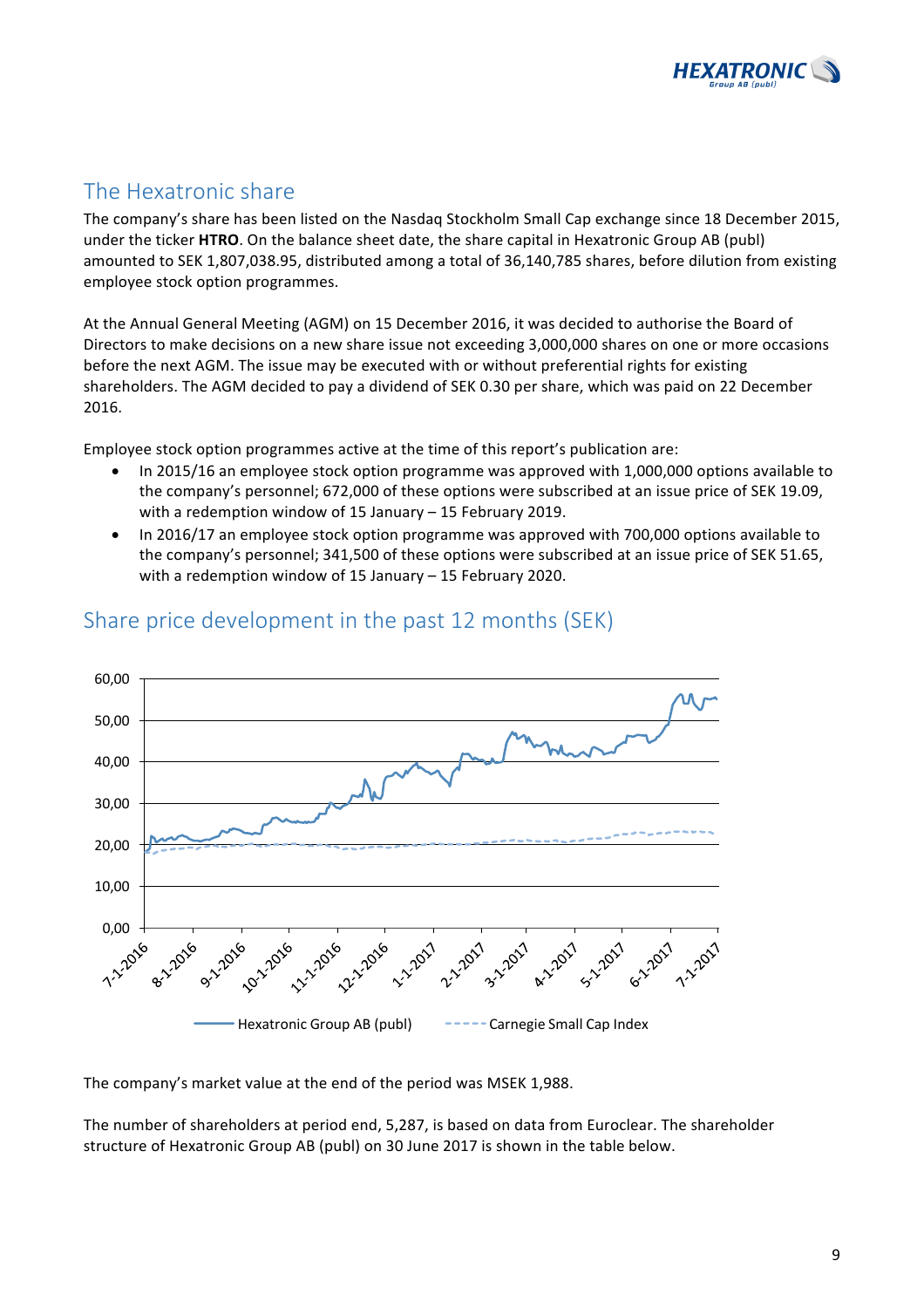## The Hexatronic share

The company's share has been listed on the Nasdaq Stockholm Small Cap exchange since 18 December 2015, under the ticker **HTRO**. On the balance sheet date, the share capital in Hexatronic Group AB (publ) amounted to SEK 1,807,038.95, distributed among a total of 36,140,785 shares, before dilution from existing employee stock option programmes.

At the Annual General Meeting (AGM) on 15 December 2016, it was decided to authorise the Board of Directors to make decisions on a new share issue not exceeding 3,000,000 shares on one or more occasions before the next AGM. The issue may be executed with or without preferential rights for existing shareholders. The AGM decided to pay a dividend of SEK 0.30 per share, which was paid on 22 December 2016.

Employee stock option programmes active at the time of this report's publication are:

- In 2015/16 an employee stock option programme was approved with 1,000,000 options available to the company's personnel; 672,000 of these options were subscribed at an issue price of SEK 19.09, with a redemption window of 15 January – 15 February 2019.
- In 2016/17 an employee stock option programme was approved with 700,000 options available to the company's personnel; 341,500 of these options were subscribed at an issue price of SEK 51.65, with a redemption window of 15 January – 15 February 2020.

## Share price development in the past 12 months (SEK)

The company's market value at the end of the period was MSEK 1,988.

The number of shareholders at period end, 5,287, is based on data from Euroclear. The shareholder structure of Hexatronic Group AB (publ) on 30 June 2017 is shown in the table below.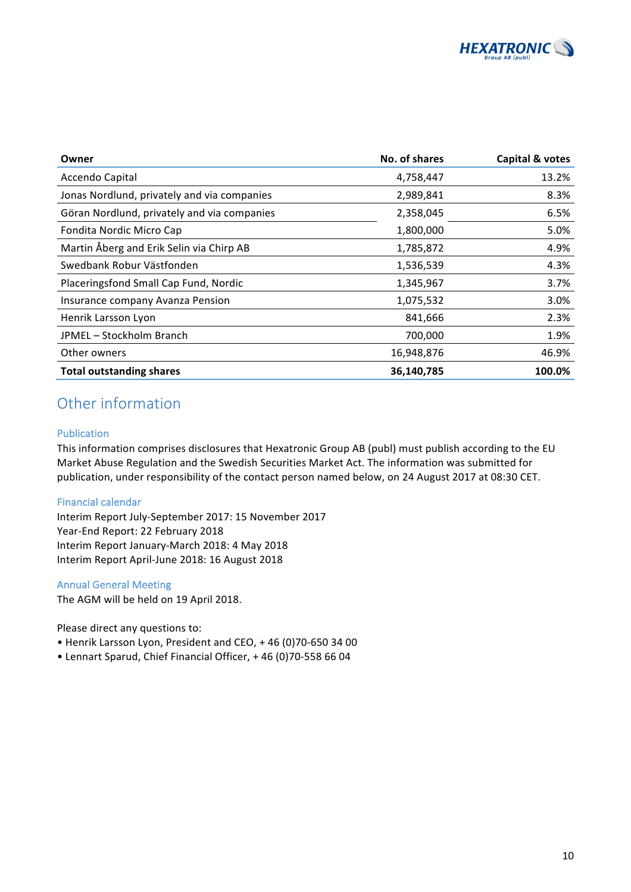| Owner | No. of shares | Capital & votes |
|---|---:|---:|
| Accendo Capital | 4,758,447 | 13.2% |
| Jonas Nordlund, privately and via companies | 2,989,841 | 8.3% |
| Göran Nordlund, privately and via companies | 2,358,045 | 6.5% |
| Fondita Nordic Micro Cap | 1,800,000 | 5.0% |
| Martin Åberg and Erik Selin via Chirp AB | 1,785,872 | 4.9% |
| Swedbank Robur Västfonden | 1,536,539 | 4.3% |
| Placeringsfond Small Cap Fund, Nordic | 1,345,967 | 3.7% |
| Insurance company Avanza Pension | 1,075,532 | 3.0% |
| Henrik Larsson Lyon | 841,666 | 2.3% |
| JPMEL – Stockholm Branch | 700,000 | 1.9% |
| Other owners | 16,948,876 | 46.9% |
| **Total outstanding shares** | **36,140,785** | **100.0%** |

## Other information

### Publication

This information comprises disclosures that Hexatronic Group AB (publ) must publish according to the EU Market Abuse Regulation and the Swedish Securities Market Act. The information was submitted for publication, under responsibility of the contact person named below, on 24 August 2017 at 08:30 CET.

### Financial calendar

Interim Report July-September 2017: 15 November 2017
Year-End Report: 22 February 2018
Interim Report January-March 2018: 4 May 2018
Interim Report April-June 2018: 16 August 2018

### Annual General Meeting

The AGM will be held on 19 April 2018.

Please direct any questions to:

- Henrik Larsson Lyon, President and CEO, + 46 (0)70-650 34 00
- Lennart Sparud, Chief Financial Officer, + 46 (0)70-558 66 04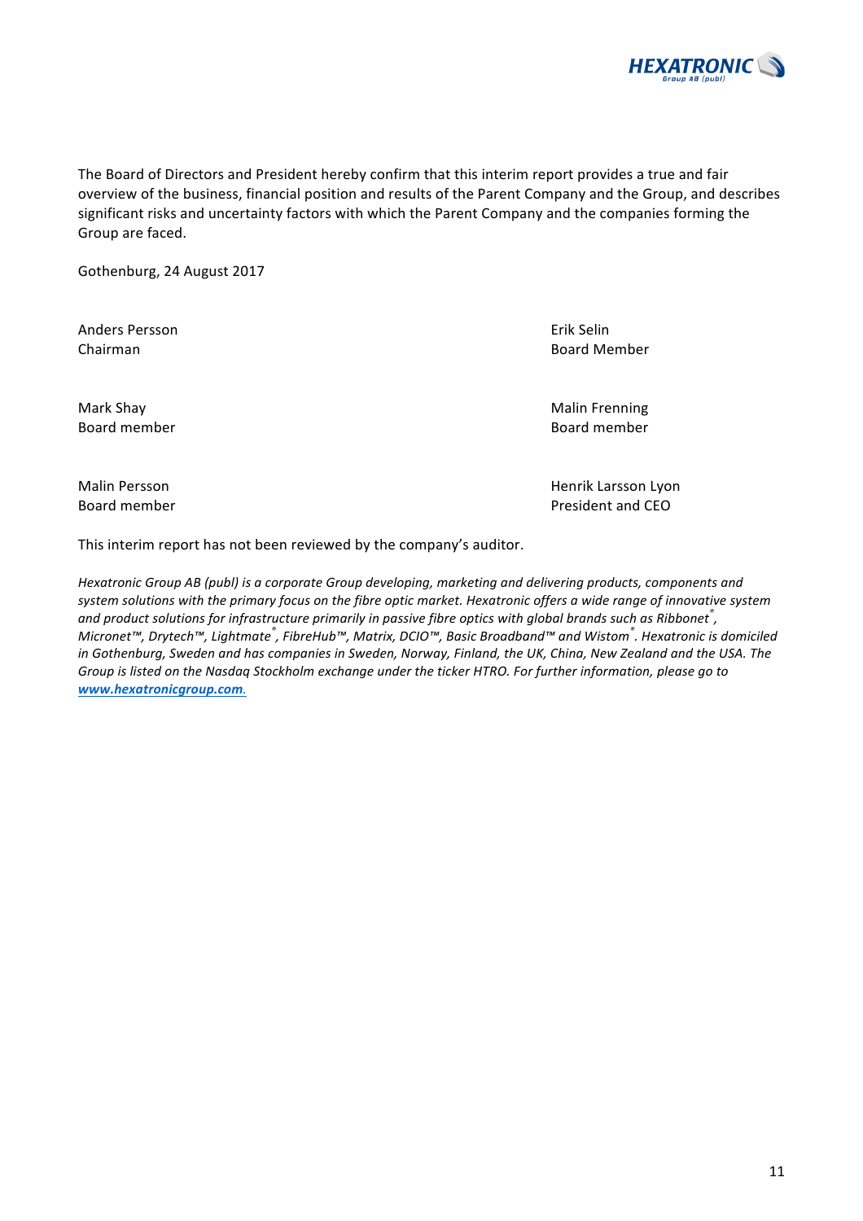The Board of Directors and President hereby confirm that this interim report provides a true and fair overview of the business, financial position and results of the Parent Company and the Group, and describes significant risks and uncertainty factors with which the Parent Company and the companies forming the Group are faced.

Gothenburg, 24 August 2017

Anders Persson
Chairman

Erik Selin
Board Member

Mark Shay
Board member

Malin Frenning
Board member

Malin Persson
Board member

Henrik Larsson Lyon
President and CEO

This interim report has not been reviewed by the company's auditor.

*Hexatronic Group AB (publ) is a corporate Group developing, marketing and delivering products, components and system solutions with the primary focus on the fibre optic market. Hexatronic offers a wide range of innovative system and product solutions for infrastructure primarily in passive fibre optics with global brands such as Ribbonet®, Micronet™, Drytech™, Lightmate®, FibreHub™, Matrix, DCIO™, Basic Broadband™ and Wistom®. Hexatronic is domiciled in Gothenburg, Sweden and has companies in Sweden, Norway, Finland, the UK, China, New Zealand and the USA. The Group is listed on the Nasdaq Stockholm exchange under the ticker HTRO. For further information, please go to* ***www.hexatronicgroup.com****.*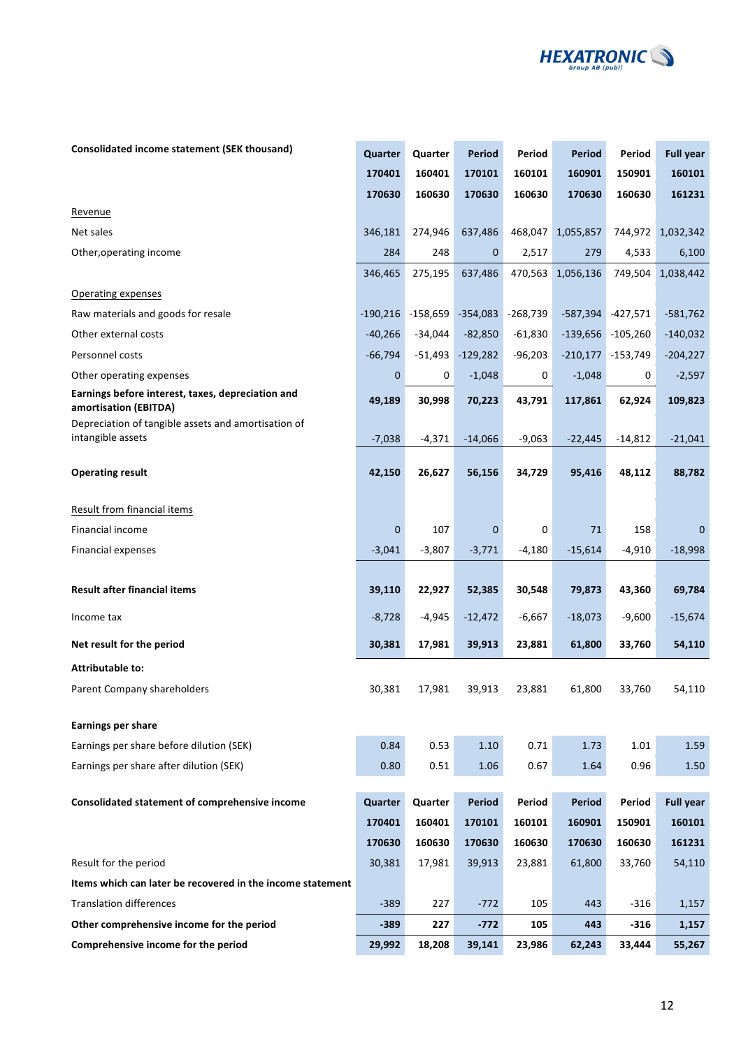| Consolidated income statement (SEK thousand) | Quarter 170401 170630 | Quarter 160401 160630 | Period 170101 170630 | Period 160101 160630 | Period 160901 170630 | Period 150901 160630 | Full year 160101 161231 |
|---|---|---|---|---|---|---|---|
| Revenue | | | | | | | |
| Net sales | 346,181 | 274,946 | 637,486 | 468,047 | 1,055,857 | 744,972 | 1,032,342 |
| Other,operating income | 284 | 248 | 0 | 2,517 | 279 | 4,533 | 6,100 |
| | 346,465 | 275,195 | 637,486 | 470,563 | 1,056,136 | 749,504 | 1,038,442 |
| Operating expenses | | | | | | | |
| Raw materials and goods for resale | -190,216 | -158,659 | -354,083 | -268,739 | -587,394 | -427,571 | -581,762 |
| Other external costs | -40,266 | -34,044 | -82,850 | -61,830 | -139,656 | -105,260 | -140,032 |
| Personnel costs | -66,794 | -51,493 | -129,282 | -96,203 | -210,177 | -153,749 | -204,227 |
| Other operating expenses | 0 | 0 | -1,048 | 0 | -1,048 | 0 | -2,597 |
| **Earnings before interest, taxes, depreciation and amortisation (EBITDA)** | **49,189** | **30,998** | **70,223** | **43,791** | **117,861** | **62,924** | **109,823** |
| Depreciation of tangible assets and amortisation of intangible assets | -7,038 | -4,371 | -14,066 | -9,063 | -22,445 | -14,812 | -21,041 |
| **Operating result** | **42,150** | **26,627** | **56,156** | **34,729** | **95,416** | **48,112** | **88,782** |
| Result from financial items | | | | | | | |
| Financial income | 0 | 107 | 0 | 0 | 71 | 158 | 0 |
| Financial expenses | -3,041 | -3,807 | -3,771 | -4,180 | -15,614 | -4,910 | -18,998 |
| **Result after financial items** | **39,110** | **22,927** | **52,385** | **30,548** | **79,873** | **43,360** | **69,784** |
| Income tax | -8,728 | -4,945 | -12,472 | -6,667 | -18,073 | -9,600 | -15,674 |
| **Net result for the period** | **30,381** | **17,981** | **39,913** | **23,881** | **61,800** | **33,760** | **54,110** |
| **Attributable to:** | | | | | | | |
| Parent Company shareholders | 30,381 | 17,981 | 39,913 | 23,881 | 61,800 | 33,760 | 54,110 |
| **Earnings per share** | | | | | | | |
| Earnings per share before dilution (SEK) | 0.84 | 0.53 | 1.10 | 0.71 | 1.73 | 1.01 | 1.59 |
| Earnings per share after dilution (SEK) | 0.80 | 0.51 | 1.06 | 0.67 | 1.64 | 0.96 | 1.50 |

| Consolidated statement of comprehensive income | Quarter 170401 170630 | Quarter 160401 160630 | Period 170101 170630 | Period 160101 160630 | Period 160901 170630 | Period 150901 160630 | Full year 160101 161231 |
|---|---|---|---|---|---|---|---|
| Result for the period | 30,381 | 17,981 | 39,913 | 23,881 | 61,800 | 33,760 | 54,110 |
| **Items which can later be recovered in the income statement** | | | | | | | |
| Translation differences | -389 | 227 | -772 | 105 | 443 | -316 | 1,157 |
| **Other comprehensive income for the period** | **-389** | **227** | **-772** | **105** | **443** | **-316** | **1,157** |
| **Comprehensive income for the period** | **29,992** | **18,208** | **39,141** | **23,986** | **62,243** | **33,444** | **55,267** |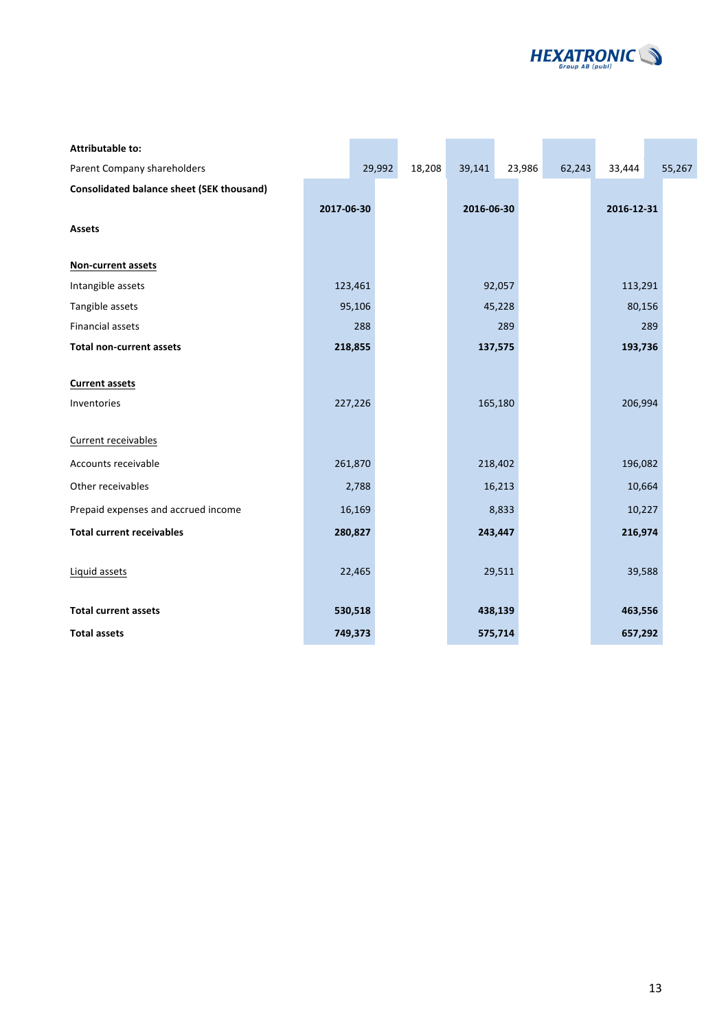| **Attributable to:** | | | | | | | |
|---|---|---|---|---|---|---|---|
| Parent Company shareholders | 29,992 | 18,208 | 39,141 | 23,986 | 62,243 | 33,444 | 55,267 |

| **Consolidated balance sheet (SEK thousand)** | **2017-06-30** | **2016-06-30** | **2016-12-31** |
|---|---|---|---|
| **Assets** | | | |
| **Non-current assets** | | | |
| Intangible assets | 123,461 | 92,057 | 113,291 |
| Tangible assets | 95,106 | 45,228 | 80,156 |
| Financial assets | 288 | 289 | 289 |
| **Total non-current assets** | **218,855** | **137,575** | **193,736** |
| **Current assets** | | | |
| Inventories | 227,226 | 165,180 | 206,994 |
| Current receivables | | | |
| Accounts receivable | 261,870 | 218,402 | 196,082 |
| Other receivables | 2,788 | 16,213 | 10,664 |
| Prepaid expenses and accrued income | 16,169 | 8,833 | 10,227 |
| **Total current receivables** | **280,827** | **243,447** | **216,974** |
| Liquid assets | 22,465 | 29,511 | 39,588 |
| **Total current assets** | **530,518** | **438,139** | **463,556** |
| **Total assets** | **749,373** | **575,714** | **657,292** |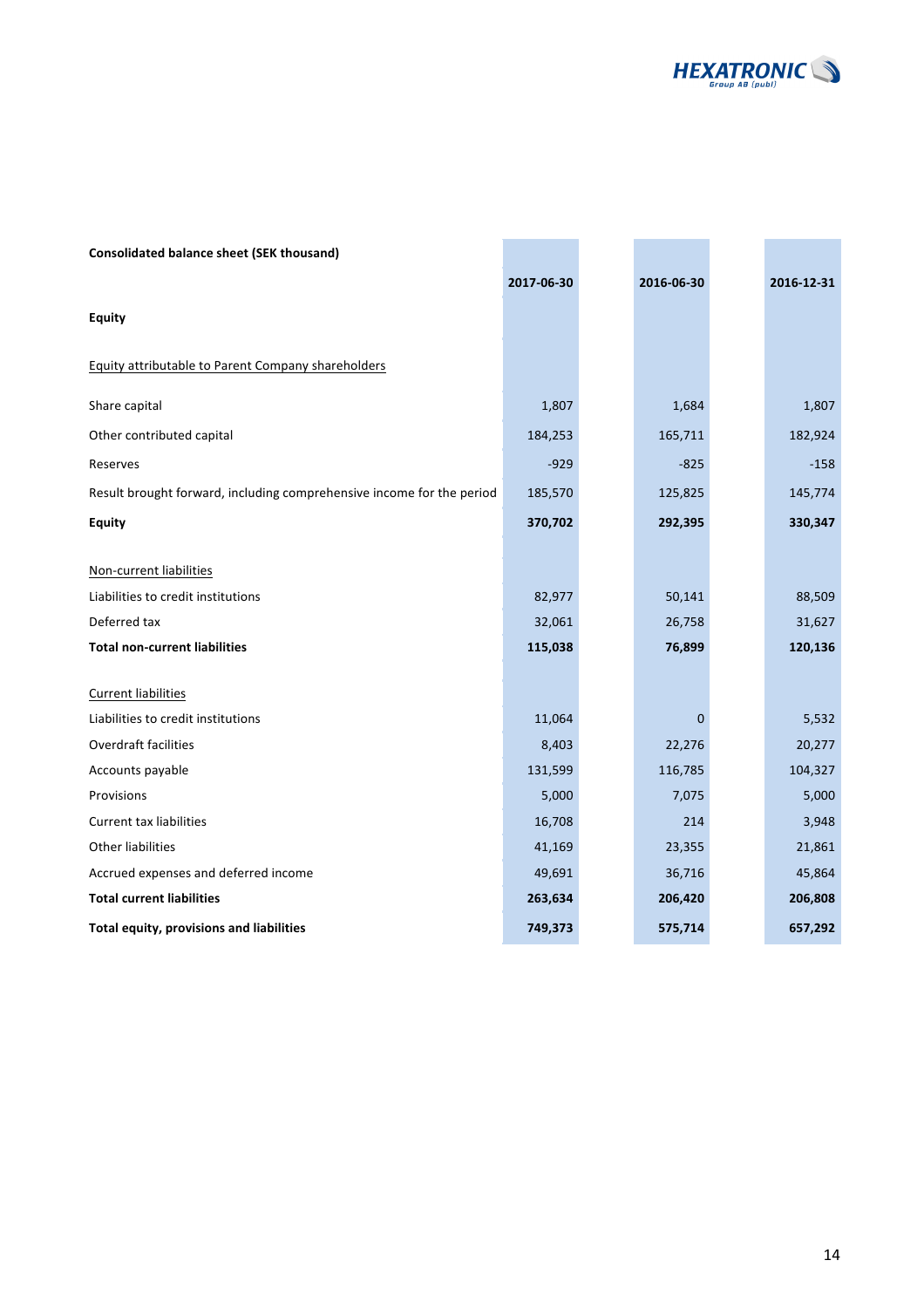**Consolidated balance sheet (SEK thousand)**

| | 2017-06-30 | 2016-06-30 | 2016-12-31 |
|---|---|---|---|
| **Equity** | | | |
| Equity attributable to Parent Company shareholders | | | |
| Share capital | 1,807 | 1,684 | 1,807 |
| Other contributed capital | 184,253 | 165,711 | 182,924 |
| Reserves | -929 | -825 | -158 |
| Result brought forward, including comprehensive income for the period | 185,570 | 125,825 | 145,774 |
| **Equity** | **370,702** | **292,395** | **330,347** |
| Non-current liabilities | | | |
| Liabilities to credit institutions | 82,977 | 50,141 | 88,509 |
| Deferred tax | 32,061 | 26,758 | 31,627 |
| **Total non-current liabilities** | **115,038** | **76,899** | **120,136** |
| Current liabilities | | | |
| Liabilities to credit institutions | 11,064 | 0 | 5,532 |
| Overdraft facilities | 8,403 | 22,276 | 20,277 |
| Accounts payable | 131,599 | 116,785 | 104,327 |
| Provisions | 5,000 | 7,075 | 5,000 |
| Current tax liabilities | 16,708 | 214 | 3,948 |
| Other liabilities | 41,169 | 23,355 | 21,861 |
| Accrued expenses and deferred income | 49,691 | 36,716 | 45,864 |
| **Total current liabilities** | **263,634** | **206,420** | **206,808** |
| **Total equity, provisions and liabilities** | **749,373** | **575,714** | **657,292** |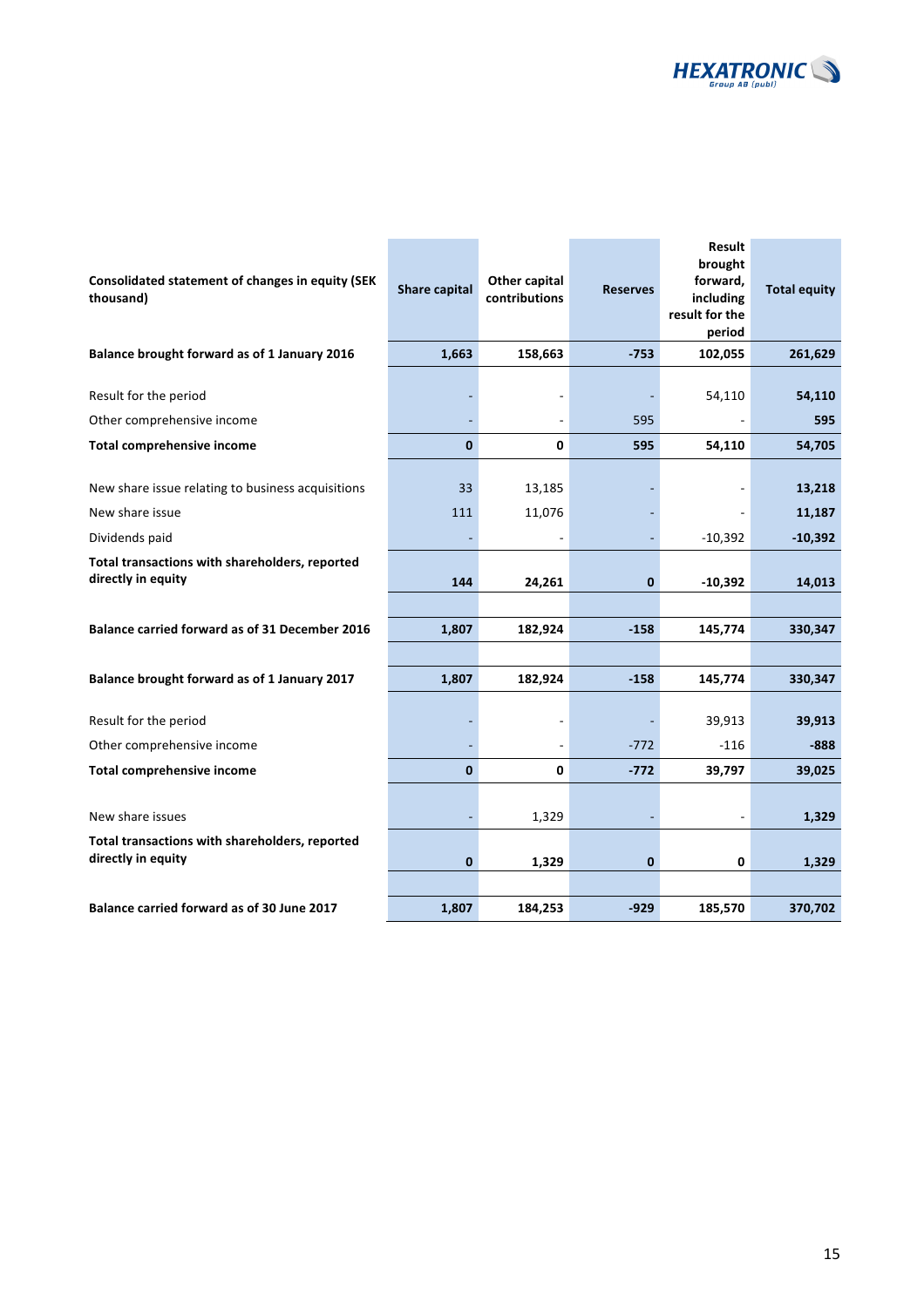| Consolidated statement of changes in equity (SEK thousand) | Share capital | Other capital contributions | Reserves | Result brought forward, including result for the period | Total equity |
|---|---|---|---|---|---|
| **Balance brought forward as of 1 January 2016** | **1,663** | **158,663** | **-753** | **102,055** | **261,629** |
| | | | | | |
| Result for the period | - | - | - | 54,110 | **54,110** |
| Other comprehensive income | - | - | 595 | - | **595** |
| **Total comprehensive income** | **0** | **0** | **595** | **54,110** | **54,705** |
| | | | | | |
| New share issue relating to business acquisitions | 33 | 13,185 | - | - | **13,218** |
| New share issue | 111 | 11,076 | - | - | **11,187** |
| Dividends paid | - | - | - | -10,392 | **-10,392** |
| **Total transactions with shareholders, reported directly in equity** | **144** | **24,261** | **0** | **-10,392** | **14,013** |
| | | | | | |
| **Balance carried forward as of 31 December 2016** | **1,807** | **182,924** | **-158** | **145,774** | **330,347** |
| | | | | | |
| **Balance brought forward as of 1 January 2017** | **1,807** | **182,924** | **-158** | **145,774** | **330,347** |
| | | | | | |
| Result for the period | - | - | - | 39,913 | **39,913** |
| Other comprehensive income | - | - | -772 | -116 | **-888** |
| **Total comprehensive income** | **0** | **0** | **-772** | **39,797** | **39,025** |
| | | | | | |
| New share issues | - | 1,329 | - | - | **1,329** |
| **Total transactions with shareholders, reported directly in equity** | **0** | **1,329** | **0** | **0** | **1,329** |
| | | | | | |
| **Balance carried forward as of 30 June 2017** | **1,807** | **184,253** | **-929** | **185,570** | **370,702** |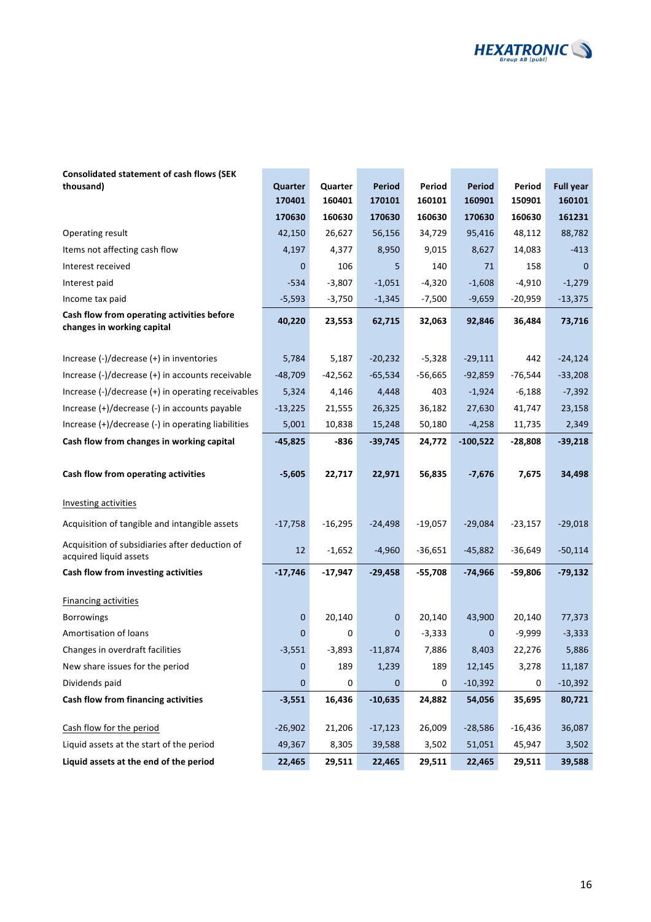| Consolidated statement of cash flows (SEK thousand) | Quarter 170401 170630 | Quarter 160401 160630 | Period 170101 170630 | Period 160101 160630 | Period 160901 170630 | Period 150901 160630 | Full year 160101 161231 |
|---|---|---|---|---|---|---|---|
| Operating result | 42,150 | 26,627 | 56,156 | 34,729 | 95,416 | 48,112 | 88,782 |
| Items not affecting cash flow | 4,197 | 4,377 | 8,950 | 9,015 | 8,627 | 14,083 | -413 |
| Interest received | 0 | 106 | 5 | 140 | 71 | 158 | 0 |
| Interest paid | -534 | -3,807 | -1,051 | -4,320 | -1,608 | -4,910 | -1,279 |
| Income tax paid | -5,593 | -3,750 | -1,345 | -7,500 | -9,659 | -20,959 | -13,375 |
| **Cash flow from operating activities before changes in working capital** | **40,220** | **23,553** | **62,715** | **32,063** | **92,846** | **36,484** | **73,716** |
| | | | | | | | |
| Increase (-)/decrease (+) in inventories | 5,784 | 5,187 | -20,232 | -5,328 | -29,111 | 442 | -24,124 |
| Increase (-)/decrease (+) in accounts receivable | -48,709 | -42,562 | -65,534 | -56,665 | -92,859 | -76,544 | -33,208 |
| Increase (-)/decrease (+) in operating receivables | 5,324 | 4,146 | 4,448 | 403 | -1,924 | -6,188 | -7,392 |
| Increase (+)/decrease (-) in accounts payable | -13,225 | 21,555 | 26,325 | 36,182 | 27,630 | 41,747 | 23,158 |
| Increase (+)/decrease (-) in operating liabilities | 5,001 | 10,838 | 15,248 | 50,180 | -4,258 | 11,735 | 2,349 |
| **Cash flow from changes in working capital** | **-45,825** | **-836** | **-39,745** | **24,772** | **-100,522** | **-28,808** | **-39,218** |
| | | | | | | | |
| **Cash flow from operating activities** | **-5,605** | **22,717** | **22,971** | **56,835** | **-7,676** | **7,675** | **34,498** |
| | | | | | | | |
| Investing activities | | | | | | | |
| Acquisition of tangible and intangible assets | -17,758 | -16,295 | -24,498 | -19,057 | -29,084 | -23,157 | -29,018 |
| Acquisition of subsidiaries after deduction of acquired liquid assets | 12 | -1,652 | -4,960 | -36,651 | -45,882 | -36,649 | -50,114 |
| **Cash flow from investing activities** | **-17,746** | **-17,947** | **-29,458** | **-55,708** | **-74,966** | **-59,806** | **-79,132** |
| | | | | | | | |
| Financing activities | | | | | | | |
| Borrowings | 0 | 20,140 | 0 | 20,140 | 43,900 | 20,140 | 77,373 |
| Amortisation of loans | 0 | 0 | 0 | -3,333 | 0 | -9,999 | -3,333 |
| Changes in overdraft facilities | -3,551 | -3,893 | -11,874 | 7,886 | 8,403 | 22,276 | 5,886 |
| New share issues for the period | 0 | 189 | 1,239 | 189 | 12,145 | 3,278 | 11,187 |
| Dividends paid | 0 | 0 | 0 | 0 | -10,392 | 0 | -10,392 |
| **Cash flow from financing activities** | **-3,551** | **16,436** | **-10,635** | **24,882** | **54,056** | **35,695** | **80,721** |
| | | | | | | | |
| Cash flow for the period | -26,902 | 21,206 | -17,123 | 26,009 | -28,586 | -16,436 | 36,087 |
| Liquid assets at the start of the period | 49,367 | 8,305 | 39,588 | 3,502 | 51,051 | 45,947 | 3,502 |
| **Liquid assets at the end of the period** | **22,465** | **29,511** | **22,465** | **29,511** | **22,465** | **29,511** | **39,588** |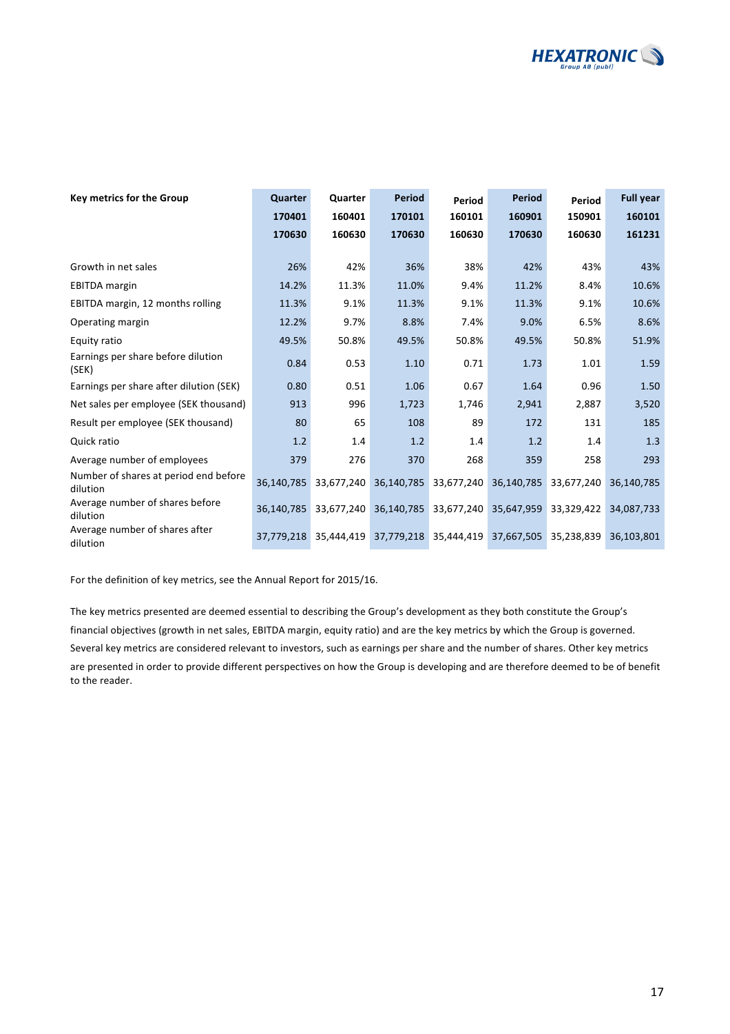| Key metrics for the Group | Quarter 170401 170630 | Quarter 160401 160630 | Period 170101 170630 | Period 160101 160630 | Period 160901 170630 | Period 150901 160630 | Full year 160101 161231 |
|---|---|---|---|---|---|---|---|
| Growth in net sales | 26% | 42% | 36% | 38% | 42% | 43% | 43% |
| EBITDA margin | 14.2% | 11.3% | 11.0% | 9.4% | 11.2% | 8.4% | 10.6% |
| EBITDA margin, 12 months rolling | 11.3% | 9.1% | 11.3% | 9.1% | 11.3% | 9.1% | 10.6% |
| Operating margin | 12.2% | 9.7% | 8.8% | 7.4% | 9.0% | 6.5% | 8.6% |
| Equity ratio | 49.5% | 50.8% | 49.5% | 50.8% | 49.5% | 50.8% | 51.9% |
| Earnings per share before dilution (SEK) | 0.84 | 0.53 | 1.10 | 0.71 | 1.73 | 1.01 | 1.59 |
| Earnings per share after dilution (SEK) | 0.80 | 0.51 | 1.06 | 0.67 | 1.64 | 0.96 | 1.50 |
| Net sales per employee (SEK thousand) | 913 | 996 | 1,723 | 1,746 | 2,941 | 2,887 | 3,520 |
| Result per employee (SEK thousand) | 80 | 65 | 108 | 89 | 172 | 131 | 185 |
| Quick ratio | 1.2 | 1.4 | 1.2 | 1.4 | 1.2 | 1.4 | 1.3 |
| Average number of employees | 379 | 276 | 370 | 268 | 359 | 258 | 293 |
| Number of shares at period end before dilution | 36,140,785 | 33,677,240 | 36,140,785 | 33,677,240 | 36,140,785 | 33,677,240 | 36,140,785 |
| Average number of shares before dilution | 36,140,785 | 33,677,240 | 36,140,785 | 33,677,240 | 35,647,959 | 33,329,422 | 34,087,733 |
| Average number of shares after dilution | 37,779,218 | 35,444,419 | 37,779,218 | 35,444,419 | 37,667,505 | 35,238,839 | 36,103,801 |

For the definition of key metrics, see the Annual Report for 2015/16.

The key metrics presented are deemed essential to describing the Group's development as they both constitute the Group's financial objectives (growth in net sales, EBITDA margin, equity ratio) and are the key metrics by which the Group is governed. Several key metrics are considered relevant to investors, such as earnings per share and the number of shares. Other key metrics are presented in order to provide different perspectives on how the Group is developing and are therefore deemed to be of benefit to the reader.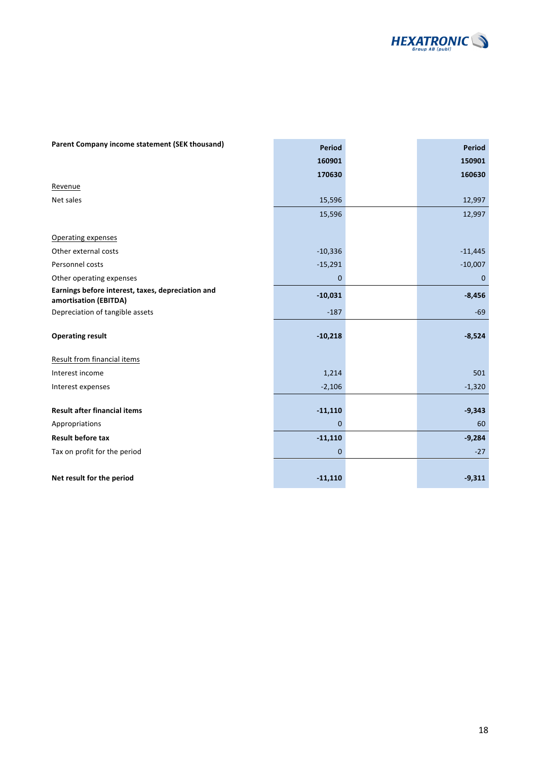| Parent Company income statement (SEK thousand) | Period 160901 170630 | Period 150901 160630 |
|---|---|---|
| Revenue | | |
| Net sales | 15,596 | 12,997 |
| | 15,596 | 12,997 |
| Operating expenses | | |
| Other external costs | -10,336 | -11,445 |
| Personnel costs | -15,291 | -10,007 |
| Other operating expenses | 0 | 0 |
| **Earnings before interest, taxes, depreciation and amortisation (EBITDA)** | **-10,031** | **-8,456** |
| Depreciation of tangible assets | -187 | -69 |
| **Operating result** | **-10,218** | **-8,524** |
| Result from financial items | | |
| Interest income | 1,214 | 501 |
| Interest expenses | -2,106 | -1,320 |
| **Result after financial items** | **-11,110** | **-9,343** |
| Appropriations | 0 | 60 |
| **Result before tax** | **-11,110** | **-9,284** |
| Tax on profit for the period | 0 | -27 |
| **Net result for the period** | **-11,110** | **-9,311** |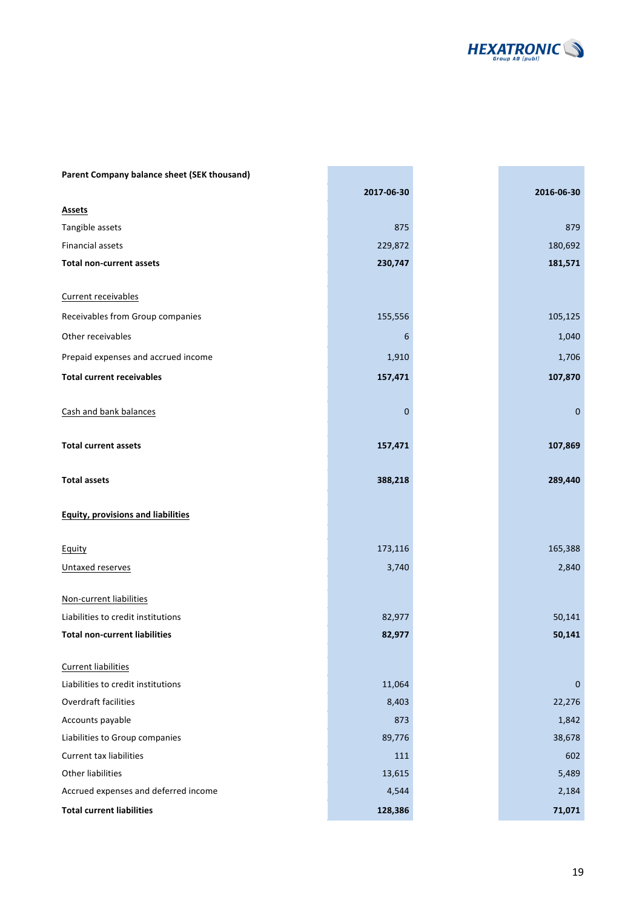| **Parent Company balance sheet (SEK thousand)** | **2017-06-30** | **2016-06-30** |
| --- | --- | --- |
| **Assets** | | |
| Tangible assets | 875 | 879 |
| Financial assets | 229,872 | 180,692 |
| **Total non-current assets** | **230,747** | **181,571** |
| | | |
| Current receivables | | |
| Receivables from Group companies | 155,556 | 105,125 |
| Other receivables | 6 | 1,040 |
| Prepaid expenses and accrued income | 1,910 | 1,706 |
| **Total current receivables** | **157,471** | **107,870** |
| | | |
| Cash and bank balances | 0 | 0 |
| | | |
| **Total current assets** | **157,471** | **107,869** |
| | | |
| **Total assets** | **388,218** | **289,440** |
| | | |
| **Equity, provisions and liabilities** | | |
| | | |
| Equity | 173,116 | 165,388 |
| Untaxed reserves | 3,740 | 2,840 |
| | | |
| Non-current liabilities | | |
| Liabilities to credit institutions | 82,977 | 50,141 |
| **Total non-current liabilities** | **82,977** | **50,141** |
| | | |
| Current liabilities | | |
| Liabilities to credit institutions | 11,064 | 0 |
| Overdraft facilities | 8,403 | 22,276 |
| Accounts payable | 873 | 1,842 |
| Liabilities to Group companies | 89,776 | 38,678 |
| Current tax liabilities | 111 | 602 |
| Other liabilities | 13,615 | 5,489 |
| Accrued expenses and deferred income | 4,544 | 2,184 |
| **Total current liabilities** | **128,386** | **71,071** |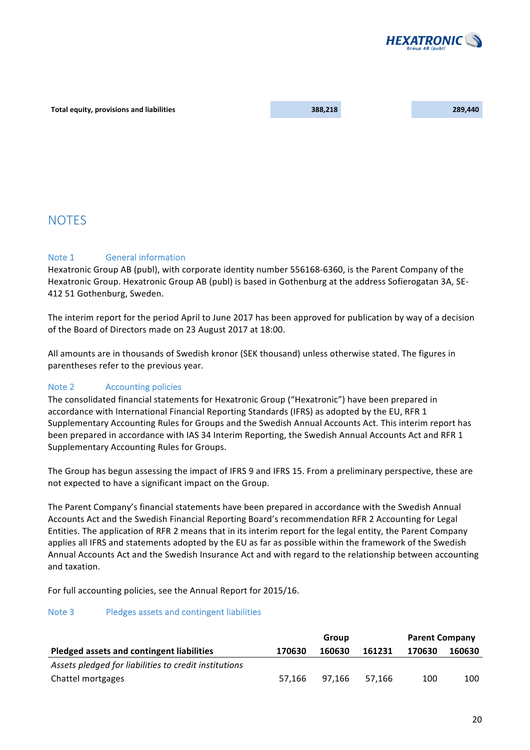| | | |
|---|---|---|
| **Total equity, provisions and liabilities** | **388,218** | **289,440** |

## NOTES

### Note 1 General information

Hexatronic Group AB (publ), with corporate identity number 556168-6360, is the Parent Company of the Hexatronic Group. Hexatronic Group AB (publ) is based in Gothenburg at the address Sofierogatan 3A, SE-412 51 Gothenburg, Sweden.

The interim report for the period April to June 2017 has been approved for publication by way of a decision of the Board of Directors made on 23 August 2017 at 18:00.

All amounts are in thousands of Swedish kronor (SEK thousand) unless otherwise stated. The figures in parentheses refer to the previous year.

### Note 2 Accounting policies

The consolidated financial statements for Hexatronic Group ("Hexatronic") have been prepared in accordance with International Financial Reporting Standards (IFRS) as adopted by the EU, RFR 1 Supplementary Accounting Rules for Groups and the Swedish Annual Accounts Act. This interim report has been prepared in accordance with IAS 34 Interim Reporting, the Swedish Annual Accounts Act and RFR 1 Supplementary Accounting Rules for Groups.

The Group has begun assessing the impact of IFRS 9 and IFRS 15. From a preliminary perspective, these are not expected to have a significant impact on the Group.

The Parent Company's financial statements have been prepared in accordance with the Swedish Annual Accounts Act and the Swedish Financial Reporting Board's recommendation RFR 2 Accounting for Legal Entities. The application of RFR 2 means that in its interim report for the legal entity, the Parent Company applies all IFRS and statements adopted by the EU as far as possible within the framework of the Swedish Annual Accounts Act and the Swedish Insurance Act and with regard to the relationship between accounting and taxation.

For full accounting policies, see the Annual Report for 2015/16.

### Note 3 Pledges assets and contingent liabilities

| | Group | | | Parent Company | |
|---|---|---|---|---|---|
| **Pledged assets and contingent liabilities** | **170630** | **160630** | **161231** | **170630** | **160630** |
| *Assets pledged for liabilities to credit institutions* | | | | | |
| Chattel mortgages | 57,166 | 97,166 | 57,166 | 100 | 100 |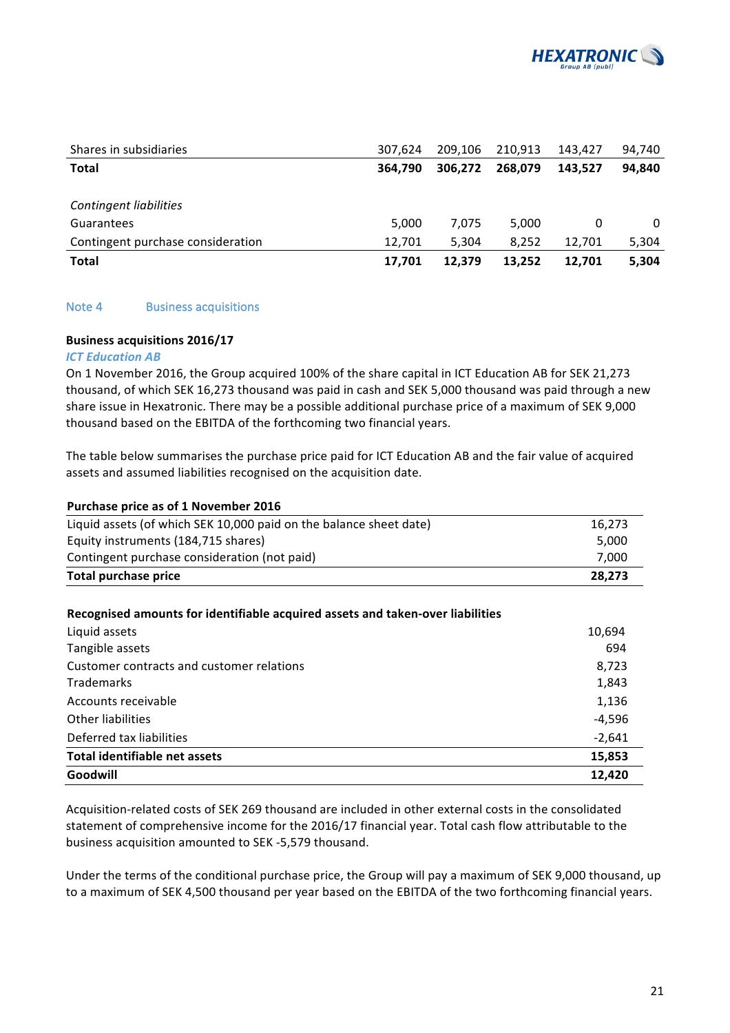| | | | | | |
|---|---|---|---|---|---|
| Shares in subsidiaries | 307,624 | 209,106 | 210,913 | 143,427 | 94,740 |
| **Total** | **364,790** | **306,272** | **268,079** | **143,527** | **94,840** |
| | | | | | |
| *Contingent liabilities* | | | | | |
| Guarantees | 5,000 | 7,075 | 5,000 | 0 | 0 |
| Contingent purchase consideration | 12,701 | 5,304 | 8,252 | 12,701 | 5,304 |
| **Total** | **17,701** | **12,379** | **13,252** | **12,701** | **5,304** |

## Note 4 Business acquisitions

### Business acquisitions 2016/17

***ICT Education AB***

On 1 November 2016, the Group acquired 100% of the share capital in ICT Education AB for SEK 21,273 thousand, of which SEK 16,273 thousand was paid in cash and SEK 5,000 thousand was paid through a new share issue in Hexatronic. There may be a possible additional purchase price of a maximum of SEK 9,000 thousand based on the EBITDA of the forthcoming two financial years.

The table below summarises the purchase price paid for ICT Education AB and the fair value of acquired assets and assumed liabilities recognised on the acquisition date.

| **Purchase price as of 1 November 2016** | |
|---|---|
| Liquid assets (of which SEK 10,000 paid on the balance sheet date) | 16,273 |
| Equity instruments (184,715 shares) | 5,000 |
| Contingent purchase consideration (not paid) | 7,000 |
| **Total purchase price** | **28,273** |

| **Recognised amounts for identifiable acquired assets and taken-over liabilities** | |
|---|---|
| Liquid assets | 10,694 |
| Tangible assets | 694 |
| Customer contracts and customer relations | 8,723 |
| Trademarks | 1,843 |
| Accounts receivable | 1,136 |
| Other liabilities | -4,596 |
| Deferred tax liabilities | -2,641 |
| **Total identifiable net assets** | **15,853** |
| **Goodwill** | **12,420** |

Acquisition-related costs of SEK 269 thousand are included in other external costs in the consolidated statement of comprehensive income for the 2016/17 financial year. Total cash flow attributable to the business acquisition amounted to SEK -5,579 thousand.

Under the terms of the conditional purchase price, the Group will pay a maximum of SEK 9,000 thousand, up to a maximum of SEK 4,500 thousand per year based on the EBITDA of the two forthcoming financial years.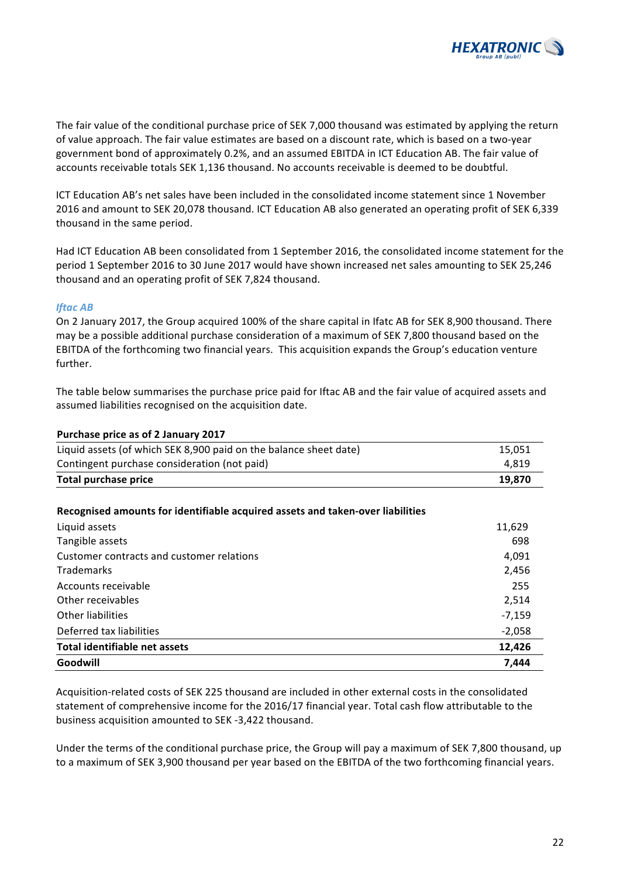The fair value of the conditional purchase price of SEK 7,000 thousand was estimated by applying the return of value approach. The fair value estimates are based on a discount rate, which is based on a two-year government bond of approximately 0.2%, and an assumed EBITDA in ICT Education AB. The fair value of accounts receivable totals SEK 1,136 thousand. No accounts receivable is deemed to be doubtful.

ICT Education AB's net sales have been included in the consolidated income statement since 1 November 2016 and amount to SEK 20,078 thousand. ICT Education AB also generated an operating profit of SEK 6,339 thousand in the same period.

Had ICT Education AB been consolidated from 1 September 2016, the consolidated income statement for the period 1 September 2016 to 30 June 2017 would have shown increased net sales amounting to SEK 25,246 thousand and an operating profit of SEK 7,824 thousand.

### *Iftac AB*

On 2 January 2017, the Group acquired 100% of the share capital in Ifatc AB for SEK 8,900 thousand. There may be a possible additional purchase consideration of a maximum of SEK 7,800 thousand based on the EBITDA of the forthcoming two financial years. This acquisition expands the Group's education venture further.

The table below summarises the purchase price paid for Iftac AB and the fair value of acquired assets and assumed liabilities recognised on the acquisition date.

| **Purchase price as of 2 January 2017** | |
|---|---|
| Liquid assets (of which SEK 8,900 paid on the balance sheet date) | 15,051 |
| Contingent purchase consideration (not paid) | 4,819 |
| **Total purchase price** | **19,870** |

| **Recognised amounts for identifiable acquired assets and taken-over liabilities** | |
|---|---|
| Liquid assets | 11,629 |
| Tangible assets | 698 |
| Customer contracts and customer relations | 4,091 |
| Trademarks | 2,456 |
| Accounts receivable | 255 |
| Other receivables | 2,514 |
| Other liabilities | -7,159 |
| Deferred tax liabilities | -2,058 |
| **Total identifiable net assets** | **12,426** |
| **Goodwill** | **7,444** |

Acquisition-related costs of SEK 225 thousand are included in other external costs in the consolidated statement of comprehensive income for the 2016/17 financial year. Total cash flow attributable to the business acquisition amounted to SEK -3,422 thousand.

Under the terms of the conditional purchase price, the Group will pay a maximum of SEK 7,800 thousand, up to a maximum of SEK 3,900 thousand per year based on the EBITDA of the two forthcoming financial years.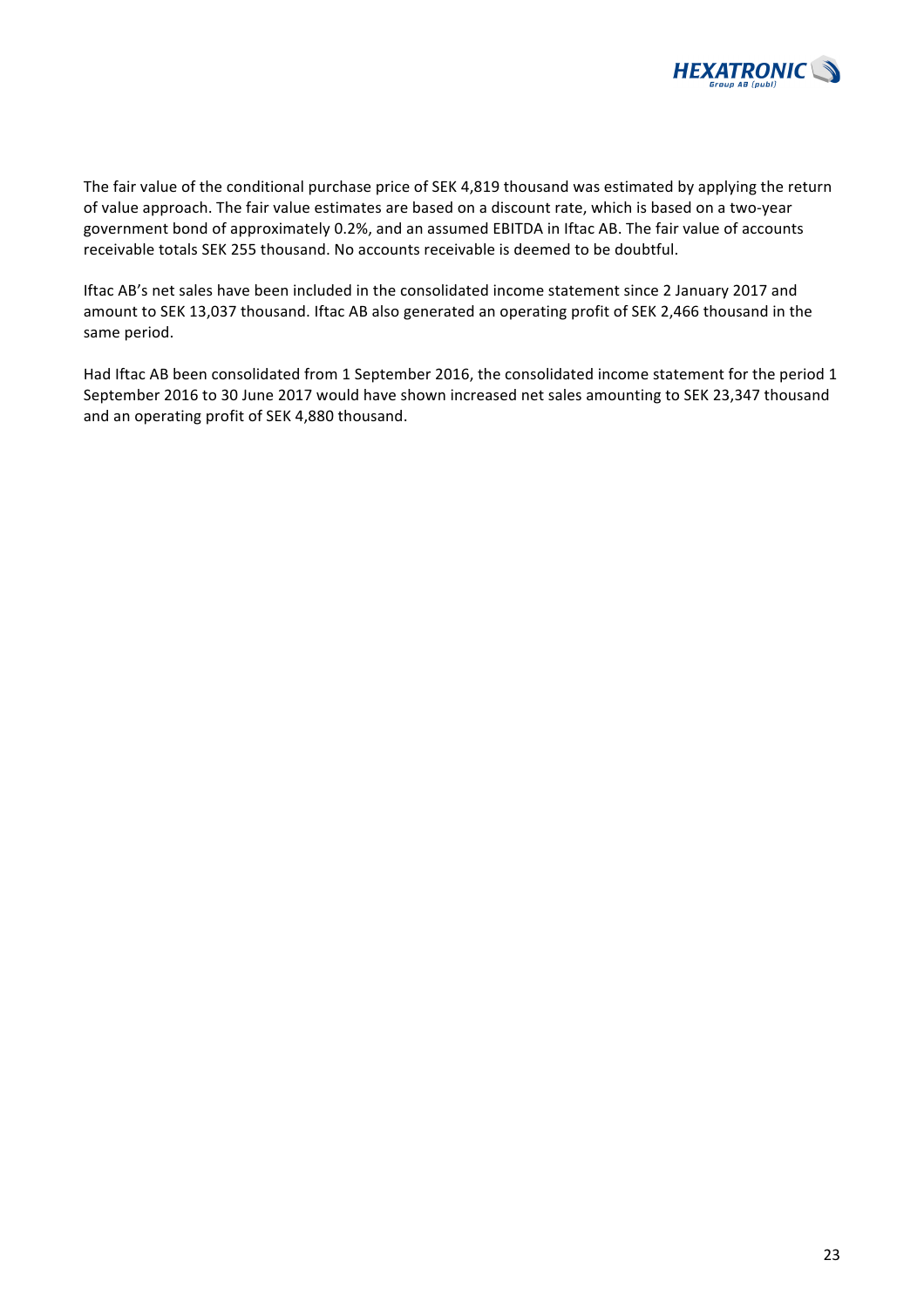The fair value of the conditional purchase price of SEK 4,819 thousand was estimated by applying the return of value approach. The fair value estimates are based on a discount rate, which is based on a two-year government bond of approximately 0.2%, and an assumed EBITDA in Iftac AB. The fair value of accounts receivable totals SEK 255 thousand. No accounts receivable is deemed to be doubtful.

Iftac AB's net sales have been included in the consolidated income statement since 2 January 2017 and amount to SEK 13,037 thousand. Iftac AB also generated an operating profit of SEK 2,466 thousand in the same period.

Had Iftac AB been consolidated from 1 September 2016, the consolidated income statement for the period 1 September 2016 to 30 June 2017 would have shown increased net sales amounting to SEK 23,347 thousand and an operating profit of SEK 4,880 thousand.